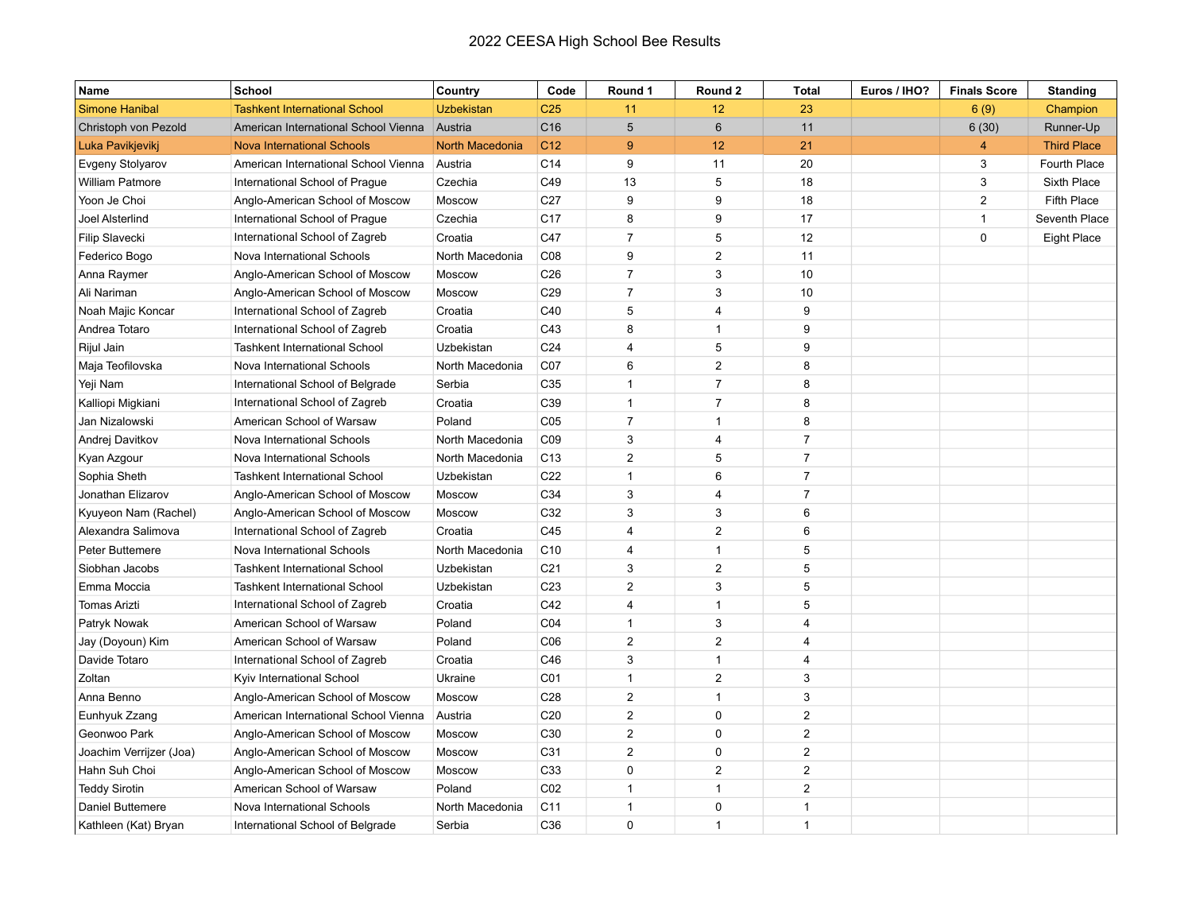# 2022 CEESA High School Bee Results

| Name | School | Country | Code | Round 1 | Round 2 | Total | Euros / IHO? | Finals Score | Standing |
|---|---|---|---|---|---|---|---|---|---|
| Simone Hanibal | Tashkent International School | Uzbekistan | C25 | 11 | 12 | 23 | | 6 (9) | Champion |
| Christoph von Pezold | American International School Vienna | Austria | C16 | 5 | 6 | 11 | | 6 (30) | Runner-Up |
| Luka Pavikjevikj | Nova International Schools | North Macedonia | C12 | 9 | 12 | 21 | | 4 | Third Place |
| Evgeny Stolyarov | American International School Vienna | Austria | C14 | 9 | 11 | 20 | | 3 | Fourth Place |
| William Patmore | International School of Prague | Czechia | C49 | 13 | 5 | 18 | | 3 | Sixth Place |
| Yoon Je Choi | Anglo-American School of Moscow | Moscow | C27 | 9 | 9 | 18 | | 2 | Fifth Place |
| Joel Alsterlind | International School of Prague | Czechia | C17 | 8 | 9 | 17 | | 1 | Seventh Place |
| Filip Slavecki | International School of Zagreb | Croatia | C47 | 7 | 5 | 12 | | 0 | Eight Place |
| Federico Bogo | Nova International Schools | North Macedonia | C08 | 9 | 2 | 11 | | | |
| Anna Raymer | Anglo-American School of Moscow | Moscow | C26 | 7 | 3 | 10 | | | |
| Ali Nariman | Anglo-American School of Moscow | Moscow | C29 | 7 | 3 | 10 | | | |
| Noah Majic Koncar | International School of Zagreb | Croatia | C40 | 5 | 4 | 9 | | | |
| Andrea Totaro | International School of Zagreb | Croatia | C43 | 8 | 1 | 9 | | | |
| Rijul Jain | Tashkent International School | Uzbekistan | C24 | 4 | 5 | 9 | | | |
| Maja Teofilovska | Nova International Schools | North Macedonia | C07 | 6 | 2 | 8 | | | |
| Yeji Nam | International School of Belgrade | Serbia | C35 | 1 | 7 | 8 | | | |
| Kalliopi Migkiani | International School of Zagreb | Croatia | C39 | 1 | 7 | 8 | | | |
| Jan Nizalowski | American School of Warsaw | Poland | C05 | 7 | 1 | 8 | | | |
| Andrej Davitkov | Nova International Schools | North Macedonia | C09 | 3 | 4 | 7 | | | |
| Kyan Azgour | Nova International Schools | North Macedonia | C13 | 2 | 5 | 7 | | | |
| Sophia Sheth | Tashkent International School | Uzbekistan | C22 | 1 | 6 | 7 | | | |
| Jonathan Elizarov | Anglo-American School of Moscow | Moscow | C34 | 3 | 4 | 7 | | | |
| Kyuyeon Nam (Rachel) | Anglo-American School of Moscow | Moscow | C32 | 3 | 3 | 6 | | | |
| Alexandra Salimova | International School of Zagreb | Croatia | C45 | 4 | 2 | 6 | | | |
| Peter Buttemere | Nova International Schools | North Macedonia | C10 | 4 | 1 | 5 | | | |
| Siobhan Jacobs | Tashkent International School | Uzbekistan | C21 | 3 | 2 | 5 | | | |
| Emma Moccia | Tashkent International School | Uzbekistan | C23 | 2 | 3 | 5 | | | |
| Tomas Arizti | International School of Zagreb | Croatia | C42 | 4 | 1 | 5 | | | |
| Patryk Nowak | American School of Warsaw | Poland | C04 | 1 | 3 | 4 | | | |
| Jay (Doyoun) Kim | American School of Warsaw | Poland | C06 | 2 | 2 | 4 | | | |
| Davide Totaro | International School of Zagreb | Croatia | C46 | 3 | 1 | 4 | | | |
| Zoltan | Kyiv International School | Ukraine | C01 | 1 | 2 | 3 | | | |
| Anna Benno | Anglo-American School of Moscow | Moscow | C28 | 2 | 1 | 3 | | | |
| Eunhyuk Zzang | American International School Vienna | Austria | C20 | 2 | 0 | 2 | | | |
| Geonwoo Park | Anglo-American School of Moscow | Moscow | C30 | 2 | 0 | 2 | | | |
| Joachim Verrijzer (Joa) | Anglo-American School of Moscow | Moscow | C31 | 2 | 0 | 2 | | | |
| Hahn Suh Choi | Anglo-American School of Moscow | Moscow | C33 | 0 | 2 | 2 | | | |
| Teddy Sirotin | American School of Warsaw | Poland | C02 | 1 | 1 | 2 | | | |
| Daniel Buttemere | Nova International Schools | North Macedonia | C11 | 1 | 0 | 1 | | | |
| Kathleen (Kat) Bryan | International School of Belgrade | Serbia | C36 | 0 | 1 | 1 | | | |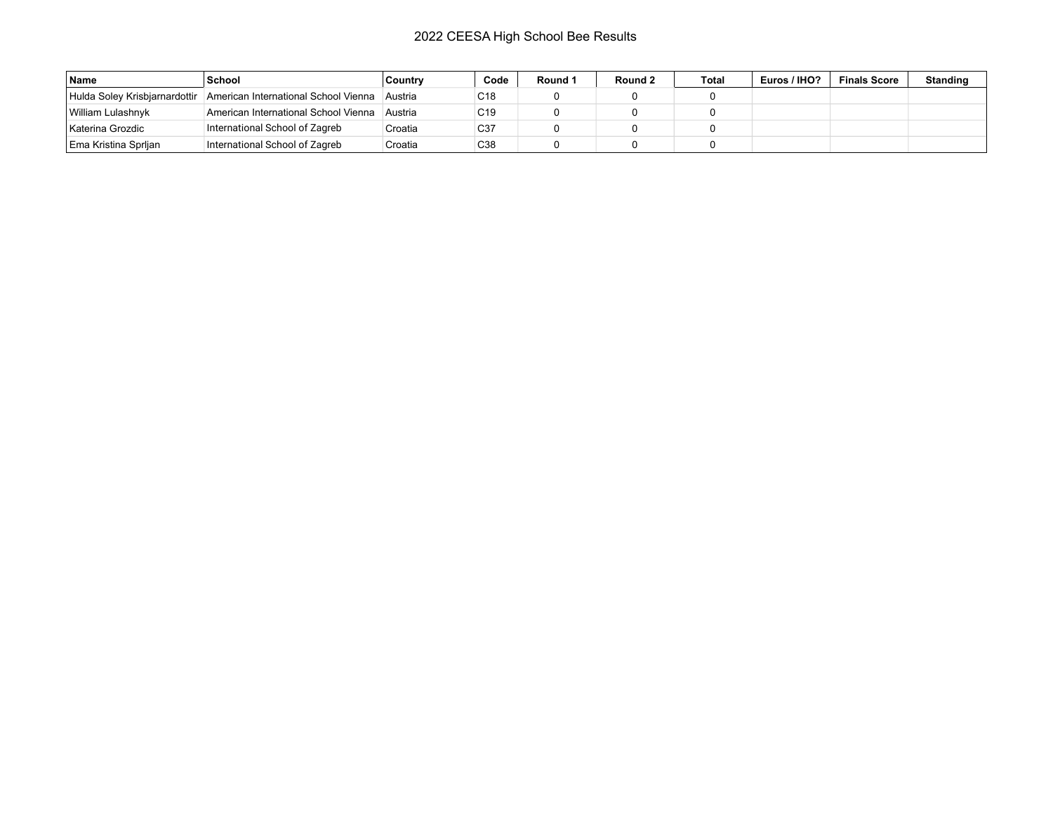2022 CEESA High School Bee Results

| Name | School | Country | Code | Round 1 | Round 2 | Total | Euros / IHO? | Finals Score | Standing |
|---|---|---|---|---|---|---|---|---|---|
| Hulda Soley Krisbjarnardottir | American International School Vienna | Austria | C18 | 0 | 0 | 0 | | | |
| William Lulashnyk | American International School Vienna | Austria | C19 | 0 | 0 | 0 | | | |
| Katerina Grozdic | International School of Zagreb | Croatia | C37 | 0 | 0 | 0 | | | |
| Ema Kristina Sprljan | International School of Zagreb | Croatia | C38 | 0 | 0 | 0 | | | |